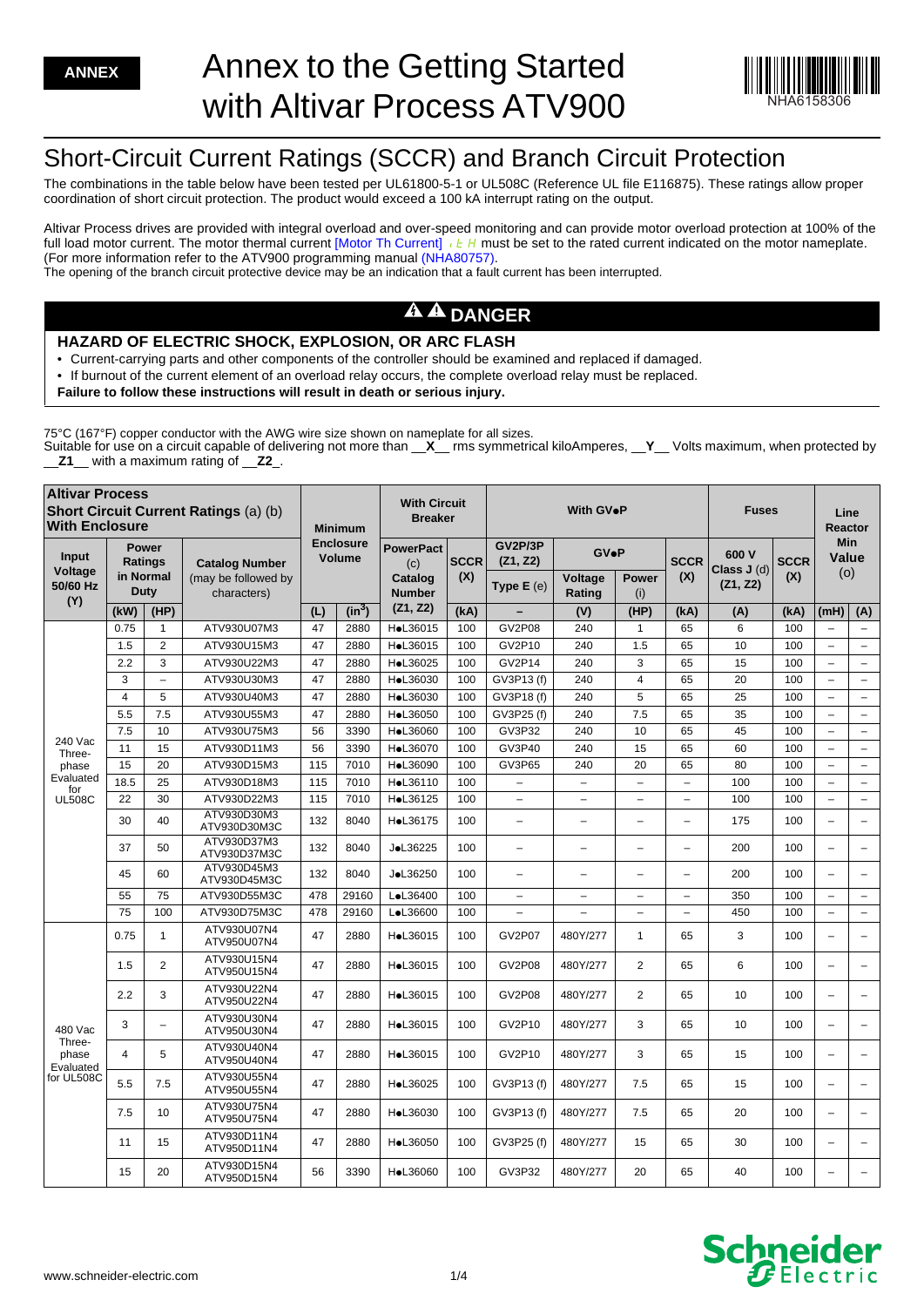ANNEX

# Annex to the Getting Started with Altivar Process ATV900

NHA6158306

## Short-Circuit Current Ratings (SCCR) and Branch Circuit Protection

The combinations in the table below have been tested per UL61800-5-1 or UL508C (Reference UL file E116875). These ratings allow proper coordination of short circuit protection. The product would exceed a 100 kA interrupt rating on the output.

Altivar Process drives are provided with integral overload and over-speed monitoring and can provide motor overload protection at 100% of the full load motor current. The motor thermal current [Motor Th Current] ItH must be set to the rated current indicated on the motor nameplate. (For more information refer to the ATV900 programming manual (NHA80757).

The opening of the branch circuit protective device may be an indication that a fault current has been interrupted.

### DANGER

**HAZARD OF ELECTRIC SHOCK, EXPLOSION, OR ARC FLASH**

- Current-carrying parts and other components of the controller should be examined and replaced if damaged.
- If burnout of the current element of an overload relay occurs, the complete overload relay must be replaced.

**Failure to follow these instructions will result in death or serious injury.**

75°C (167°F) copper conductor with the AWG wire size shown on nameplate for all sizes.
Suitable for use on a circuit capable of delivering not more than __**X**__ rms symmetrical kiloAmperes, __**Y**__ Volts maximum, when protected by __**Z1**__ with a maximum rating of __**Z2**_.

| **Altivar Process Short Circuit Current Ratings** (a) (b) **With Enclosure** | | | | **Minimum Enclosure Volume** | | **With Circuit Breaker** | | **With GV•P** | | | | **Fuses** | | **Line Reactor Min Value** (o) | |
|---|---|---|---|---|---|---|---|---|---|---|---|---|---|---|---|
| **Input Voltage 50/60 Hz (Y)** | **Power Ratings in Normal Duty** | | **Catalog Number** (may be followed by characters) | | | **PowerPact** (c) **Catalog Number (Z1, Z2)** | **SCCR (X)** | **GV2P/3P (Z1, Z2) Type E** (e) | **GV•P Voltage Rating** | **GV•P Power** (i) | **SCCR (X)** | **600 V Class J** (d) **(Z1, Z2)** | **SCCR (X)** | | |
| | **(kW)** | **(HP)** | | **(L)** | **(in³)** | | **(kA)** | **–** | **(V)** | **(HP)** | **(kA)** | **(A)** | **(kA)** | **(mH)** | **(A)** |
| 240 Vac Three-phase Evaluated for UL508C | 0.75 | 1 | ATV930U07M3 | 47 | 2880 | H•L36015 | 100 | GV2P08 | 240 | 1 | 65 | 6 | 100 | – | – |
| | 1.5 | 2 | ATV930U15M3 | 47 | 2880 | H•L36015 | 100 | GV2P10 | 240 | 1.5 | 65 | 10 | 100 | – | – |
| | 2.2 | 3 | ATV930U22M3 | 47 | 2880 | H•L36025 | 100 | GV2P14 | 240 | 3 | 65 | 15 | 100 | – | – |
| | 3 | – | ATV930U30M3 | 47 | 2880 | H•L36030 | 100 | GV3P13 (f) | 240 | 4 | 65 | 20 | 100 | – | – |
| | 4 | 5 | ATV930U40M3 | 47 | 2880 | H•L36030 | 100 | GV3P18 (f) | 240 | 5 | 65 | 25 | 100 | – | – |
| | 5.5 | 7.5 | ATV930U55M3 | 47 | 2880 | H•L36050 | 100 | GV3P25 (f) | 240 | 7.5 | 65 | 35 | 100 | – | – |
| | 7.5 | 10 | ATV930U75M3 | 56 | 3390 | H•L36060 | 100 | GV3P32 | 240 | 10 | 65 | 45 | 100 | – | – |
| | 11 | 15 | ATV930D11M3 | 56 | 3390 | H•L36070 | 100 | GV3P40 | 240 | 15 | 65 | 60 | 100 | – | – |
| | 15 | 20 | ATV930D15M3 | 115 | 7010 | H•L36090 | 100 | GV3P65 | 240 | 20 | 65 | 80 | 100 | – | – |
| | 18.5 | 25 | ATV930D18M3 | 115 | 7010 | H•L36110 | 100 | – | – | – | – | 100 | 100 | – | – |
| | 22 | 30 | ATV930D22M3 | 115 | 7010 | H•L36125 | 100 | – | – | – | – | 100 | 100 | – | – |
| | 30 | 40 | ATV930D30M3 ATV930D30M3C | 132 | 8040 | H•L36175 | 100 | – | – | – | – | 175 | 100 | – | – |
| | 37 | 50 | ATV930D37M3 ATV930D37M3C | 132 | 8040 | J•L36225 | 100 | – | – | – | – | 200 | 100 | – | – |
| | 45 | 60 | ATV930D45M3 ATV930D45M3C | 132 | 8040 | J•L36250 | 100 | – | – | – | – | 200 | 100 | – | – |
| | 55 | 75 | ATV930D55M3C | 478 | 29160 | L•L36400 | 100 | – | – | – | – | 350 | 100 | – | – |
| | 75 | 100 | ATV930D75M3C | 478 | 29160 | L•L36600 | 100 | – | – | – | – | 450 | 100 | – | – |
| 480 Vac Three-phase Evaluated for UL508C | 0.75 | 1 | ATV930U07N4 ATV950U07N4 | 47 | 2880 | H•L36015 | 100 | GV2P07 | 480Y/277 | 1 | 65 | 3 | 100 | – | – |
| | 1.5 | 2 | ATV930U15N4 ATV950U15N4 | 47 | 2880 | H•L36015 | 100 | GV2P08 | 480Y/277 | 2 | 65 | 6 | 100 | – | – |
| | 2.2 | 3 | ATV930U22N4 ATV950U22N4 | 47 | 2880 | H•L36015 | 100 | GV2P08 | 480Y/277 | 2 | 65 | 10 | 100 | – | – |
| | 3 | – | ATV930U30N4 ATV950U30N4 | 47 | 2880 | H•L36015 | 100 | GV2P10 | 480Y/277 | 3 | 65 | 10 | 100 | – | – |
| | 4 | 5 | ATV930U40N4 ATV950U40N4 | 47 | 2880 | H•L36015 | 100 | GV2P10 | 480Y/277 | 3 | 65 | 15 | 100 | – | – |
| | 5.5 | 7.5 | ATV930U55N4 ATV950U55N4 | 47 | 2880 | H•L36025 | 100 | GV3P13 (f) | 480Y/277 | 7.5 | 65 | 15 | 100 | – | – |
| | 7.5 | 10 | ATV930U75N4 ATV950U75N4 | 47 | 2880 | H•L36030 | 100 | GV3P13 (f) | 480Y/277 | 7.5 | 65 | 20 | 100 | – | – |
| | 11 | 15 | ATV930D11N4 ATV950D11N4 | 47 | 2880 | H•L36050 | 100 | GV3P25 (f) | 480Y/277 | 15 | 65 | 30 | 100 | – | – |
| | 15 | 20 | ATV930D15N4 ATV950D15N4 | 56 | 3390 | H•L36060 | 100 | GV3P32 | 480Y/277 | 20 | 65 | 40 | 100 | – | – |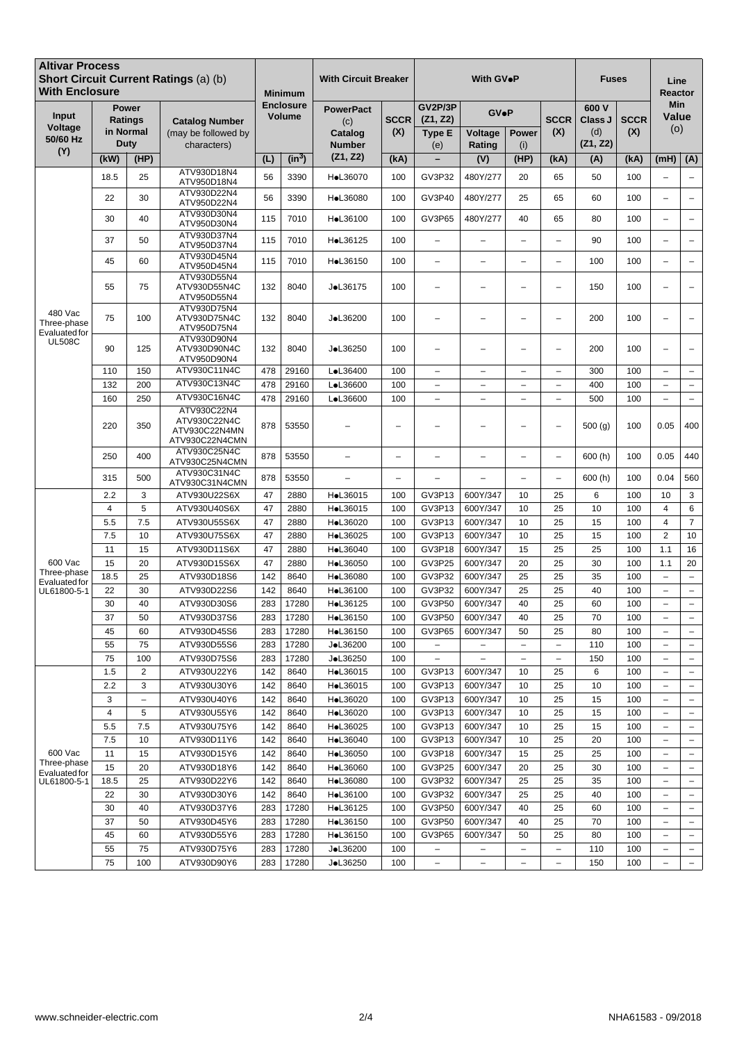| Altivar Process Short Circuit Current Ratings (a) (b) With Enclosure | | | | Minimum Enclosure Volume | | With Circuit Breaker | | With GV●P | | | | Fuses | | Line Reactor Min Value (o) | |
|---|---|---|---|---|---|---|---|---|---|---|---|---|---|---|---|
| Input Voltage 50/60 Hz (Y) | Power Ratings in Normal Duty | | Catalog Number (may be followed by characters) | | | PowerPact (c) Catalog Number | SCCR (X) | GV2P/3P (Z1, Z2) Type E (e) | GV●P | | SCCR (X) | 600 V Class J (d) (Z1, Z2) | SCCR (X) | | |
| | (kW) | (HP) | | (L) | (in³) | (Z1, Z2) | (kA) | – | Voltage Rating (V) | Power (i) (HP) | (kA) | (A) | (kA) | (mH) | (A) |
| 480 Vac Three-phase Evaluated for UL508C | 18.5 | 25 | ATV930D18N4 ATV950D18N4 | 56 | 3390 | H●L36070 | 100 | GV3P32 | 480Y/277 | 20 | 65 | 50 | 100 | – | – |
| | 22 | 30 | ATV930D22N4 ATV950D22N4 | 56 | 3390 | H●L36080 | 100 | GV3P40 | 480Y/277 | 25 | 65 | 60 | 100 | – | – |
| | 30 | 40 | ATV930D30N4 ATV950D30N4 | 115 | 7010 | H●L36100 | 100 | GV3P65 | 480Y/277 | 40 | 65 | 80 | 100 | – | – |
| | 37 | 50 | ATV930D37N4 ATV950D37N4 | 115 | 7010 | H●L36125 | 100 | – | – | – | – | 90 | 100 | – | – |
| | 45 | 60 | ATV930D45N4 ATV950D45N4 | 115 | 7010 | H●L36150 | 100 | – | – | – | – | 100 | 100 | – | – |
| | 55 | 75 | ATV930D55N4 ATV930D55N4C ATV950D55N4 | 132 | 8040 | J●L36175 | 100 | – | – | – | – | 150 | 100 | – | – |
| | 75 | 100 | ATV930D75N4 ATV930D75N4C ATV950D75N4 | 132 | 8040 | J●L36200 | 100 | – | – | – | – | 200 | 100 | – | – |
| | 90 | 125 | ATV930D90N4 ATV930D90N4C ATV950D90N4 | 132 | 8040 | J●L36250 | 100 | – | – | – | – | 200 | 100 | – | – |
| | 110 | 150 | ATV930C11N4C | 478 | 29160 | L●L36400 | 100 | – | – | – | – | 300 | 100 | – | – |
| | 132 | 200 | ATV930C13N4C | 478 | 29160 | L●L36600 | 100 | – | – | – | – | 400 | 100 | – | – |
| | 160 | 250 | ATV930C16N4C | 478 | 29160 | L●L36600 | 100 | – | – | – | – | 500 | 100 | – | – |
| | 220 | 350 | ATV930C22N4 ATV930C22N4C ATV930C22N4MN ATV930C22N4CMN | 878 | 53550 | – | – | – | – | – | – | 500 (g) | 100 | 0.05 | 400 |
| | 250 | 400 | ATV930C25N4C ATV930C25N4CMN | 878 | 53550 | – | – | – | – | – | – | 600 (h) | 100 | 0.05 | 440 |
| | 315 | 500 | ATV930C31N4C ATV930C31N4CMN | 878 | 53550 | – | – | – | – | – | – | 600 (h) | 100 | 0.04 | 560 |
| 600 Vac Three-phase Evaluated for UL61800-5-1 | 2.2 | 3 | ATV930U22S6X | 47 | 2880 | H●L36015 | 100 | GV3P13 | 600Y/347 | 10 | 25 | 6 | 100 | 10 | 3 |
| | 4 | 5 | ATV930U40S6X | 47 | 2880 | H●L36015 | 100 | GV3P13 | 600Y/347 | 10 | 25 | 10 | 100 | 4 | 6 |
| | 5.5 | 7.5 | ATV930U55S6X | 47 | 2880 | H●L36020 | 100 | GV3P13 | 600Y/347 | 10 | 25 | 15 | 100 | 4 | 7 |
| | 7.5 | 10 | ATV930U75S6X | 47 | 2880 | H●L36025 | 100 | GV3P13 | 600Y/347 | 10 | 25 | 15 | 100 | 2 | 10 |
| | 11 | 15 | ATV930D11S6X | 47 | 2880 | H●L36040 | 100 | GV3P18 | 600Y/347 | 15 | 25 | 25 | 100 | 1.1 | 16 |
| | 15 | 20 | ATV930D15S6X | 47 | 2880 | H●L36050 | 100 | GV3P25 | 600Y/347 | 20 | 25 | 30 | 100 | 1.1 | 20 |
| | 18.5 | 25 | ATV930D18S6 | 142 | 8640 | H●L36080 | 100 | GV3P32 | 600Y/347 | 25 | 25 | 35 | 100 | – | – |
| | 22 | 30 | ATV930D22S6 | 142 | 8640 | H●L36100 | 100 | GV3P32 | 600Y/347 | 25 | 25 | 40 | 100 | – | – |
| | 30 | 40 | ATV930D30S6 | 283 | 17280 | H●L36125 | 100 | GV3P50 | 600Y/347 | 40 | 25 | 60 | 100 | – | – |
| | 37 | 50 | ATV930D37S6 | 283 | 17280 | H●L36150 | 100 | GV3P50 | 600Y/347 | 40 | 25 | 70 | 100 | – | – |
| | 45 | 60 | ATV930D45S6 | 283 | 17280 | H●L36150 | 100 | GV3P65 | 600Y/347 | 50 | 25 | 80 | 100 | – | – |
| | 55 | 75 | ATV930D55S6 | 283 | 17280 | J●L36200 | 100 | – | – | – | – | 110 | 100 | – | – |
| | 75 | 100 | ATV930D75S6 | 283 | 17280 | J●L36250 | 100 | – | – | – | – | 150 | 100 | – | – |
| 600 Vac Three-phase Evaluated for UL61800-5-1 | 1.5 | 2 | ATV930U22Y6 | 142 | 8640 | H●L36015 | 100 | GV3P13 | 600Y/347 | 10 | 25 | 6 | 100 | – | – |
| | 2.2 | 3 | ATV930U30Y6 | 142 | 8640 | H●L36015 | 100 | GV3P13 | 600Y/347 | 10 | 25 | 10 | 100 | – | – |
| | 3 | – | ATV930U40Y6 | 142 | 8640 | H●L36020 | 100 | GV3P13 | 600Y/347 | 10 | 25 | 15 | 100 | – | – |
| | 4 | 5 | ATV930U55Y6 | 142 | 8640 | H●L36020 | 100 | GV3P13 | 600Y/347 | 10 | 25 | 15 | 100 | – | – |
| | 5.5 | 7.5 | ATV930U75Y6 | 142 | 8640 | H●L36025 | 100 | GV3P13 | 600Y/347 | 10 | 25 | 15 | 100 | – | – |
| | 7.5 | 10 | ATV930D11Y6 | 142 | 8640 | H●L36040 | 100 | GV3P13 | 600Y/347 | 10 | 25 | 20 | 100 | – | – |
| | 11 | 15 | ATV930D15Y6 | 142 | 8640 | H●L36050 | 100 | GV3P18 | 600Y/347 | 15 | 25 | 25 | 100 | – | – |
| | 15 | 20 | ATV930D18Y6 | 142 | 8640 | H●L36060 | 100 | GV3P25 | 600Y/347 | 20 | 25 | 30 | 100 | – | – |
| | 18.5 | 25 | ATV930D22Y6 | 142 | 8640 | H●L36080 | 100 | GV3P32 | 600Y/347 | 25 | 25 | 35 | 100 | – | – |
| | 22 | 30 | ATV930D30Y6 | 142 | 8640 | H●L36100 | 100 | GV3P32 | 600Y/347 | 25 | 25 | 40 | 100 | – | – |
| | 30 | 40 | ATV930D37Y6 | 283 | 17280 | H●L36125 | 100 | GV3P50 | 600Y/347 | 40 | 25 | 60 | 100 | – | – |
| | 37 | 50 | ATV930D45Y6 | 283 | 17280 | H●L36150 | 100 | GV3P50 | 600Y/347 | 40 | 25 | 70 | 100 | – | – |
| | 45 | 60 | ATV930D55Y6 | 283 | 17280 | H●L36150 | 100 | GV3P65 | 600Y/347 | 50 | 25 | 80 | 100 | – | – |
| | 55 | 75 | ATV930D75Y6 | 283 | 17280 | J●L36200 | 100 | – | – | – | – | 110 | 100 | – | – |
| | 75 | 100 | ATV930D90Y6 | 283 | 17280 | J●L36250 | 100 | – | – | – | – | 150 | 100 | – | – |

www.schneider-electric.com NHA61583 - 09/2018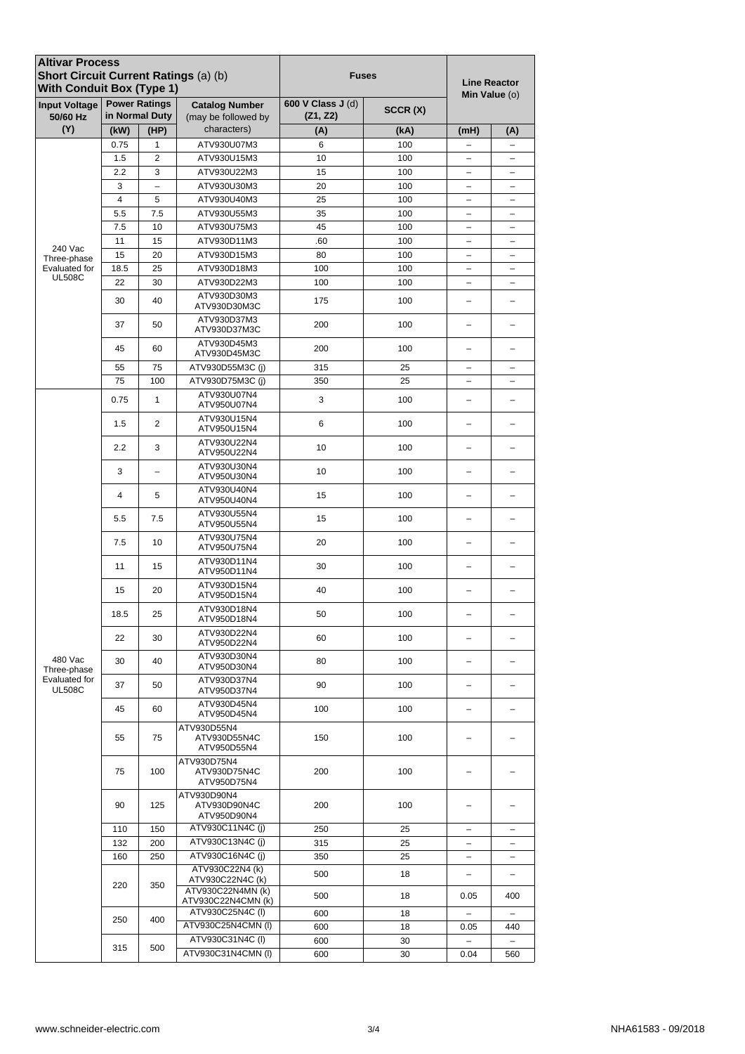| Altivar Process Short Circuit Current Ratings (a) (b) With Conduit Box (Type 1) | | | | Fuses | | Line Reactor Min Value (o) | |
|---|---|---|---|---|---|---|---|
| Input Voltage 50/60 Hz | Power Ratings in Normal Duty | | Catalog Number (may be followed by characters) | 600 V Class J (d) (Z1, Z2) | SCCR (X) | | |
| (Y) | (kW) | (HP) | | (A) | (kA) | (mH) | (A) |
| 240 Vac Three-phase Evaluated for UL508C | 0.75 | 1 | ATV930U07M3 | 6 | 100 | – | – |
| | 1.5 | 2 | ATV930U15M3 | 10 | 100 | – | – |
| | 2.2 | 3 | ATV930U22M3 | 15 | 100 | – | – |
| | 3 | – | ATV930U30M3 | 20 | 100 | – | – |
| | 4 | 5 | ATV930U40M3 | 25 | 100 | – | – |
| | 5.5 | 7.5 | ATV930U55M3 | 35 | 100 | – | – |
| | 7.5 | 10 | ATV930U75M3 | 45 | 100 | – | – |
| | 11 | 15 | ATV930D11M3 | .60 | 100 | – | – |
| | 15 | 20 | ATV930D15M3 | 80 | 100 | – | – |
| | 18.5 | 25 | ATV930D18M3 | 100 | 100 | – | – |
| | 22 | 30 | ATV930D22M3 | 100 | 100 | – | – |
| | 30 | 40 | ATV930D30M3 ATV930D30M3C | 175 | 100 | – | – |
| | 37 | 50 | ATV930D37M3 ATV930D37M3C | 200 | 100 | – | – |
| | 45 | 60 | ATV930D45M3 ATV930D45M3C | 200 | 100 | – | – |
| | 55 | 75 | ATV930D55M3C (j) | 315 | 25 | – | – |
| | 75 | 100 | ATV930D75M3C (j) | 350 | 25 | – | – |
| 480 Vac Three-phase Evaluated for UL508C | 0.75 | 1 | ATV930U07N4 ATV950U07N4 | 3 | 100 | – | – |
| | 1.5 | 2 | ATV930U15N4 ATV950U15N4 | 6 | 100 | – | – |
| | 2.2 | 3 | ATV930U22N4 ATV950U22N4 | 10 | 100 | – | – |
| | 3 | – | ATV930U30N4 ATV950U30N4 | 10 | 100 | – | – |
| | 4 | 5 | ATV930U40N4 ATV950U40N4 | 15 | 100 | – | – |
| | 5.5 | 7.5 | ATV930U55N4 ATV950U55N4 | 15 | 100 | – | – |
| | 7.5 | 10 | ATV930U75N4 ATV950U75N4 | 20 | 100 | – | – |
| | 11 | 15 | ATV930D11N4 ATV950D11N4 | 30 | 100 | – | – |
| | 15 | 20 | ATV930D15N4 ATV950D15N4 | 40 | 100 | – | – |
| | 18.5 | 25 | ATV930D18N4 ATV950D18N4 | 50 | 100 | – | – |
| | 22 | 30 | ATV930D22N4 ATV950D22N4 | 60 | 100 | – | – |
| | 30 | 40 | ATV930D30N4 ATV950D30N4 | 80 | 100 | – | – |
| | 37 | 50 | ATV930D37N4 ATV950D37N4 | 90 | 100 | – | – |
| | 45 | 60 | ATV930D45N4 ATV950D45N4 | 100 | 100 | – | – |
| | 55 | 75 | ATV930D55N4 ATV930D55N4C ATV950D55N4 | 150 | 100 | – | – |
| | 75 | 100 | ATV930D75N4 ATV930D75N4C ATV950D75N4 | 200 | 100 | – | – |
| | 90 | 125 | ATV930D90N4 ATV930D90N4C ATV950D90N4 | 200 | 100 | – | – |
| | 110 | 150 | ATV930C11N4C (j) | 250 | 25 | – | – |
| | 132 | 200 | ATV930C13N4C (j) | 315 | 25 | – | – |
| | 160 | 250 | ATV930C16N4C (j) | 350 | 25 | – | – |
| | 220 | 350 | ATV930C22N4 (k) ATV930C22N4C (k) | 500 | 18 | – | – |
| | | | ATV930C22N4MN (k) ATV930C22N4CMN (k) | 500 | 18 | 0.05 | 400 |
| | 250 | 400 | ATV930C25N4C (l) | 600 | 18 | – | – |
| | | | ATV930C25N4CMN (l) | 600 | 18 | 0.05 | 440 |
| | 315 | 500 | ATV930C31N4C (l) | 600 | 30 | – | – |
| | | | ATV930C31N4CMN (l) | 600 | 30 | 0.04 | 560 |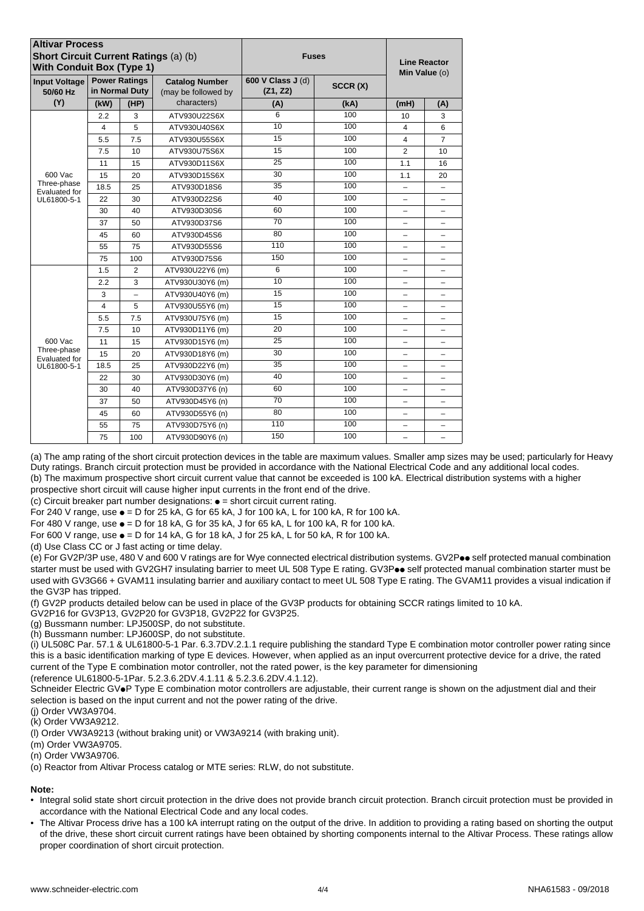| Altivar Process Short Circuit Current Ratings (a) (b) With Conduit Box (Type 1) | | | | Fuses | | Line Reactor Min Value (o) | |
|---|---|---|---|---|---|---|---|
| Input Voltage 50/60 Hz | Power Ratings in Normal Duty | | Catalog Number (may be followed by characters) | 600 V Class J (d) (Z1, Z2) | SCCR (X) | | |
| (Y) | (kW) | (HP) | | (A) | (kA) | (mH) | (A) |
| 600 Vac Three-phase Evaluated for UL61800-5-1 | 2.2 | 3 | ATV930U22S6X | 6 | 100 | 10 | 3 |
| | 4 | 5 | ATV930U40S6X | 10 | 100 | 4 | 6 |
| | 5.5 | 7.5 | ATV930U55S6X | 15 | 100 | 4 | 7 |
| | 7.5 | 10 | ATV930U75S6X | 15 | 100 | 2 | 10 |
| | 11 | 15 | ATV930D11S6X | 25 | 100 | 1.1 | 16 |
| | 15 | 20 | ATV930D15S6X | 30 | 100 | 1.1 | 20 |
| | 18.5 | 25 | ATV930D18S6 | 35 | 100 | – | – |
| | 22 | 30 | ATV930D22S6 | 40 | 100 | – | – |
| | 30 | 40 | ATV930D30S6 | 60 | 100 | – | – |
| | 37 | 50 | ATV930D37S6 | 70 | 100 | – | – |
| | 45 | 60 | ATV930D45S6 | 80 | 100 | – | – |
| | 55 | 75 | ATV930D55S6 | 110 | 100 | – | – |
| | 75 | 100 | ATV930D75S6 | 150 | 100 | – | – |
| 600 Vac Three-phase Evaluated for UL61800-5-1 | 1.5 | 2 | ATV930U22Y6 (m) | 6 | 100 | – | – |
| | 2.2 | 3 | ATV930U30Y6 (m) | 10 | 100 | – | – |
| | 3 | – | ATV930U40Y6 (m) | 15 | 100 | – | – |
| | 4 | 5 | ATV930U55Y6 (m) | 15 | 100 | – | – |
| | 5.5 | 7.5 | ATV930U75Y6 (m) | 15 | 100 | – | – |
| | 7.5 | 10 | ATV930D11Y6 (m) | 20 | 100 | – | – |
| | 11 | 15 | ATV930D15Y6 (m) | 25 | 100 | – | – |
| | 15 | 20 | ATV930D18Y6 (m) | 30 | 100 | – | – |
| | 18.5 | 25 | ATV930D22Y6 (m) | 35 | 100 | – | – |
| | 22 | 30 | ATV930D30Y6 (m) | 40 | 100 | – | – |
| | 30 | 40 | ATV930D37Y6 (n) | 60 | 100 | – | – |
| | 37 | 50 | ATV930D45Y6 (n) | 70 | 100 | – | – |
| | 45 | 60 | ATV930D55Y6 (n) | 80 | 100 | – | – |
| | 55 | 75 | ATV930D75Y6 (n) | 110 | 100 | – | – |
| | 75 | 100 | ATV930D90Y6 (n) | 150 | 100 | – | – |

(a) The amp rating of the short circuit protection devices in the table are maximum values. Smaller amp sizes may be used; particularly for Heavy Duty ratings. Branch circuit protection must be provided in accordance with the National Electrical Code and any additional local codes.
(b) The maximum prospective short circuit current value that cannot be exceeded is 100 kA. Electrical distribution systems with a higher prospective short circuit will cause higher input currents in the front end of the drive.
(c) Circuit breaker part number designations: ● = short circuit current rating.
For 240 V range, use ● = D for 25 kA, G for 65 kA, J for 100 kA, L for 100 kA, R for 100 kA.
For 480 V range, use ● = D for 18 kA, G for 35 kA, J for 65 kA, L for 100 kA, R for 100 kA.
For 600 V range, use ● = D for 14 kA, G for 18 kA, J for 25 kA, L for 50 kA, R for 100 kA.
(d) Use Class CC or J fast acting or time delay.
(e) For GV2P/3P use, 480 V and 600 V ratings are for Wye connected electrical distribution systems. GV2P●● self protected manual combination starter must be used with GV2GH7 insulating barrier to meet UL 508 Type E rating. GV3P●● self protected manual combination starter must be used with GV3G66 + GVAM11 insulating barrier and auxiliary contact to meet UL 508 Type E rating. The GVAM11 provides a visual indication if the GV3P has tripped.
(f) GV2P products detailed below can be used in place of the GV3P products for obtaining SCCR ratings limited to 10 kA.
GV2P16 for GV3P13, GV2P20 for GV3P18, GV2P22 for GV3P25.
(g) Bussmann number: LPJ500SP, do not substitute.
(h) Bussmann number: LPJ600SP, do not substitute.
(i) UL508C Par. 57.1 & UL61800-5-1 Par. 6.3.7DV.2.1.1 require publishing the standard Type E combination motor controller power rating since this is a basic identification marking of type E devices. However, when applied as an input overcurrent protective device for a drive, the rated current of the Type E combination motor controller, not the rated power, is the key parameter for dimensioning
(reference UL61800-5-1Par. 5.2.3.6.2DV.4.1.11 & 5.2.3.6.2DV.4.1.12).
Schneider Electric GV●P Type E combination motor controllers are adjustable, their current range is shown on the adjustment dial and their selection is based on the input current and not the power rating of the drive.
(j) Order VW3A9704.
(k) Order VW3A9212.
(l) Order VW3A9213 (without braking unit) or VW3A9214 (with braking unit).
(m) Order VW3A9705.
(n) Order VW3A9706.
(o) Reactor from Altivar Process catalog or MTE series: RLW, do not substitute.

**Note:**

- Integral solid state short circuit protection in the drive does not provide branch circuit protection. Branch circuit protection must be provided in accordance with the National Electrical Code and any local codes.
- The Altivar Process drive has a 100 kA interrupt rating on the output of the drive. In addition to providing a rating based on shorting the output of the drive, these short circuit current ratings have been obtained by shorting components internal to the Altivar Process. These ratings allow proper coordination of short circuit protection.